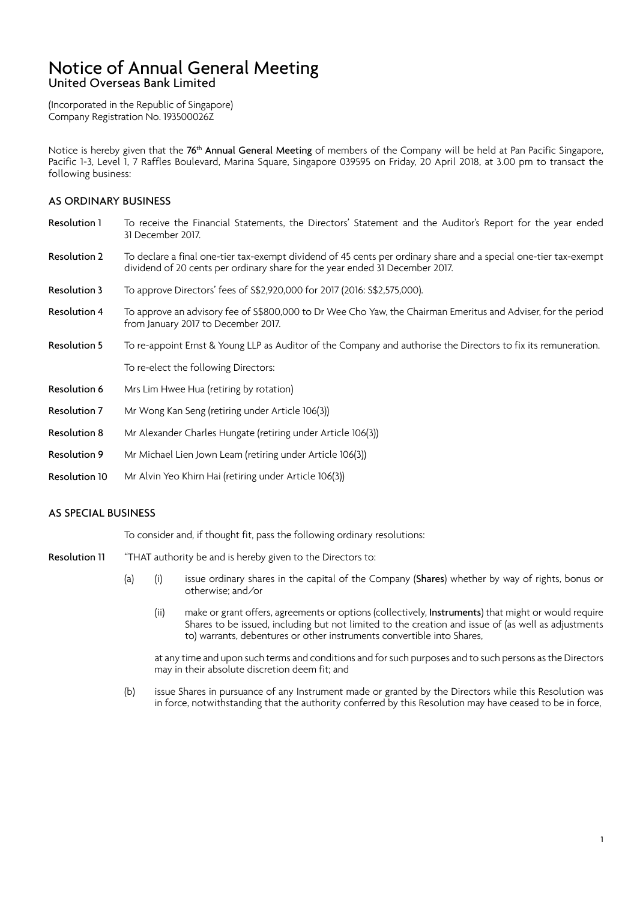# Notice of Annual General Meeting

## United Overseas Bank Limited

(Incorporated in the Republic of Singapore)
Company Registration No. 193500026Z

Notice is hereby given that the **76th Annual General Meeting** of members of the Company will be held at Pan Pacific Singapore, Pacific 1-3, Level 1, 7 Raffles Boulevard, Marina Square, Singapore 039595 on Friday, 20 April 2018, at 3.00 pm to transact the following business:

### AS ORDINARY BUSINESS

**Resolution 1** To receive the Financial Statements, the Directors' Statement and the Auditor's Report for the year ended 31 December 2017.

**Resolution 2** To declare a final one-tier tax-exempt dividend of 45 cents per ordinary share and a special one-tier tax-exempt dividend of 20 cents per ordinary share for the year ended 31 December 2017.

**Resolution 3** To approve Directors' fees of S$2,920,000 for 2017 (2016: S$2,575,000).

**Resolution 4** To approve an advisory fee of S$800,000 to Dr Wee Cho Yaw, the Chairman Emeritus and Adviser, for the period from January 2017 to December 2017.

**Resolution 5** To re-appoint Ernst & Young LLP as Auditor of the Company and authorise the Directors to fix its remuneration.

To re-elect the following Directors:

**Resolution 6** Mrs Lim Hwee Hua (retiring by rotation)

**Resolution 7** Mr Wong Kan Seng (retiring under Article 106(3))

**Resolution 8** Mr Alexander Charles Hungate (retiring under Article 106(3))

**Resolution 9** Mr Michael Lien Jown Leam (retiring under Article 106(3))

**Resolution 10** Mr Alvin Yeo Khirn Hai (retiring under Article 106(3))

### AS SPECIAL BUSINESS

To consider and, if thought fit, pass the following ordinary resolutions:

**Resolution 11** "THAT authority be and is hereby given to the Directors to:

(a) (i) issue ordinary shares in the capital of the Company (**Shares**) whether by way of rights, bonus or otherwise; and/or

(ii) make or grant offers, agreements or options (collectively, **Instruments**) that might or would require Shares to be issued, including but not limited to the creation and issue of (as well as adjustments to) warrants, debentures or other instruments convertible into Shares,

at any time and upon such terms and conditions and for such purposes and to such persons as the Directors may in their absolute discretion deem fit; and

(b) issue Shares in pursuance of any Instrument made or granted by the Directors while this Resolution was in force, notwithstanding that the authority conferred by this Resolution may have ceased to be in force,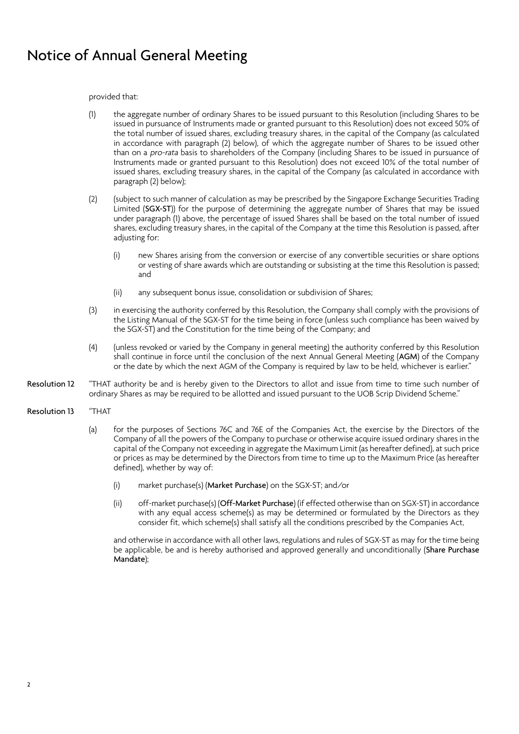# Notice of Annual General Meeting

provided that:

(1) the aggregate number of ordinary Shares to be issued pursuant to this Resolution (including Shares to be issued in pursuance of Instruments made or granted pursuant to this Resolution) does not exceed 50% of the total number of issued shares, excluding treasury shares, in the capital of the Company (as calculated in accordance with paragraph (2) below), of which the aggregate number of Shares to be issued other than on a *pro-rata* basis to shareholders of the Company (including Shares to be issued in pursuance of Instruments made or granted pursuant to this Resolution) does not exceed 10% of the total number of issued shares, excluding treasury shares, in the capital of the Company (as calculated in accordance with paragraph (2) below);

(2) (subject to such manner of calculation as may be prescribed by the Singapore Exchange Securities Trading Limited (**SGX-ST**)) for the purpose of determining the aggregate number of Shares that may be issued under paragraph (1) above, the percentage of issued Shares shall be based on the total number of issued shares, excluding treasury shares, in the capital of the Company at the time this Resolution is passed, after adjusting for:

   (i) new Shares arising from the conversion or exercise of any convertible securities or share options or vesting of share awards which are outstanding or subsisting at the time this Resolution is passed; and

   (ii) any subsequent bonus issue, consolidation or subdivision of Shares;

(3) in exercising the authority conferred by this Resolution, the Company shall comply with the provisions of the Listing Manual of the SGX-ST for the time being in force (unless such compliance has been waived by the SGX-ST) and the Constitution for the time being of the Company; and

(4) (unless revoked or varied by the Company in general meeting) the authority conferred by this Resolution shall continue in force until the conclusion of the next Annual General Meeting (**AGM**) of the Company or the date by which the next AGM of the Company is required by law to be held, whichever is earlier."

**Resolution 12** "THAT authority be and is hereby given to the Directors to allot and issue from time to time such number of ordinary Shares as may be required to be allotted and issued pursuant to the UOB Scrip Dividend Scheme."

**Resolution 13** "THAT

(a) for the purposes of Sections 76C and 76E of the Companies Act, the exercise by the Directors of the Company of all the powers of the Company to purchase or otherwise acquire issued ordinary shares in the capital of the Company not exceeding in aggregate the Maximum Limit (as hereafter defined), at such price or prices as may be determined by the Directors from time to time up to the Maximum Price (as hereafter defined), whether by way of:

   (i) market purchase(s) (**Market Purchase**) on the SGX-ST; and/or

   (ii) off-market purchase(s) (**Off-Market Purchase**) (if effected otherwise than on SGX-ST) in accordance with any equal access scheme(s) as may be determined or formulated by the Directors as they consider fit, which scheme(s) shall satisfy all the conditions prescribed by the Companies Act,

and otherwise in accordance with all other laws, regulations and rules of SGX-ST as may for the time being be applicable, be and is hereby authorised and approved generally and unconditionally (**Share Purchase Mandate**);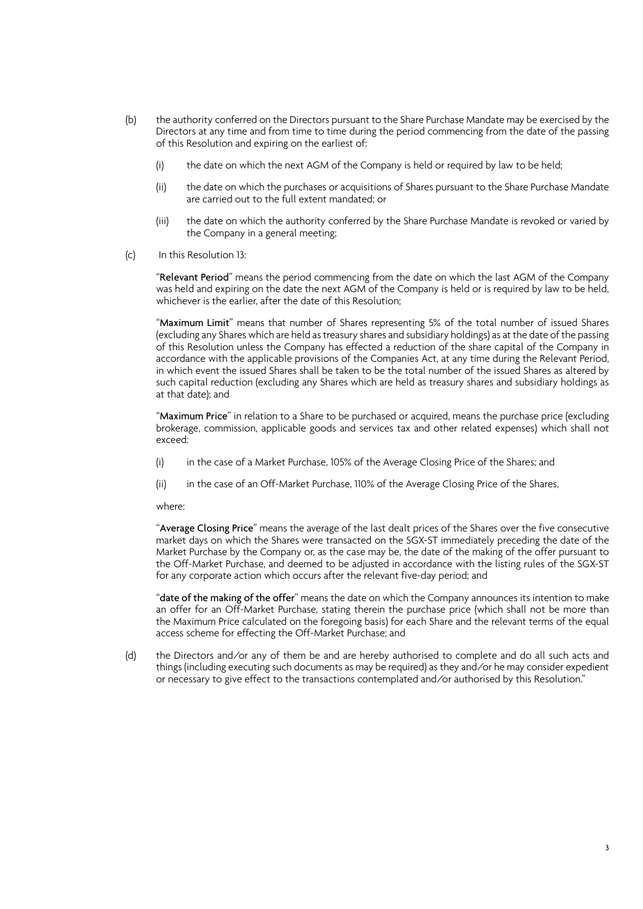(b) the authority conferred on the Directors pursuant to the Share Purchase Mandate may be exercised by the Directors at any time and from time to time during the period commencing from the date of the passing of this Resolution and expiring on the earliest of:

   (i) the date on which the next AGM of the Company is held or required by law to be held;

   (ii) the date on which the purchases or acquisitions of Shares pursuant to the Share Purchase Mandate are carried out to the full extent mandated; or

   (iii) the date on which the authority conferred by the Share Purchase Mandate is revoked or varied by the Company in a general meeting;

(c) In this Resolution 13:

"**Relevant Period**" means the period commencing from the date on which the last AGM of the Company was held and expiring on the date the next AGM of the Company is held or is required by law to be held, whichever is the earlier, after the date of this Resolution;

"**Maximum Limit**" means that number of Shares representing 5% of the total number of issued Shares (excluding any Shares which are held as treasury shares and subsidiary holdings) as at the date of the passing of this Resolution unless the Company has effected a reduction of the share capital of the Company in accordance with the applicable provisions of the Companies Act, at any time during the Relevant Period, in which event the issued Shares shall be taken to be the total number of the issued Shares as altered by such capital reduction (excluding any Shares which are held as treasury shares and subsidiary holdings as at that date); and

"**Maximum Price**" in relation to a Share to be purchased or acquired, means the purchase price (excluding brokerage, commission, applicable goods and services tax and other related expenses) which shall not exceed:

   (i) in the case of a Market Purchase, 105% of the Average Closing Price of the Shares; and

   (ii) in the case of an Off-Market Purchase, 110% of the Average Closing Price of the Shares,

where:

"**Average Closing Price**" means the average of the last dealt prices of the Shares over the five consecutive market days on which the Shares were transacted on the SGX-ST immediately preceding the date of the Market Purchase by the Company or, as the case may be, the date of the making of the offer pursuant to the Off-Market Purchase, and deemed to be adjusted in accordance with the listing rules of the SGX-ST for any corporate action which occurs after the relevant five-day period; and

"**date of the making of the offer**" means the date on which the Company announces its intention to make an offer for an Off-Market Purchase, stating therein the purchase price (which shall not be more than the Maximum Price calculated on the foregoing basis) for each Share and the relevant terms of the equal access scheme for effecting the Off-Market Purchase; and

(d) the Directors and/or any of them be and are hereby authorised to complete and do all such acts and things (including executing such documents as may be required) as they and/or he may consider expedient or necessary to give effect to the transactions contemplated and/or authorised by this Resolution."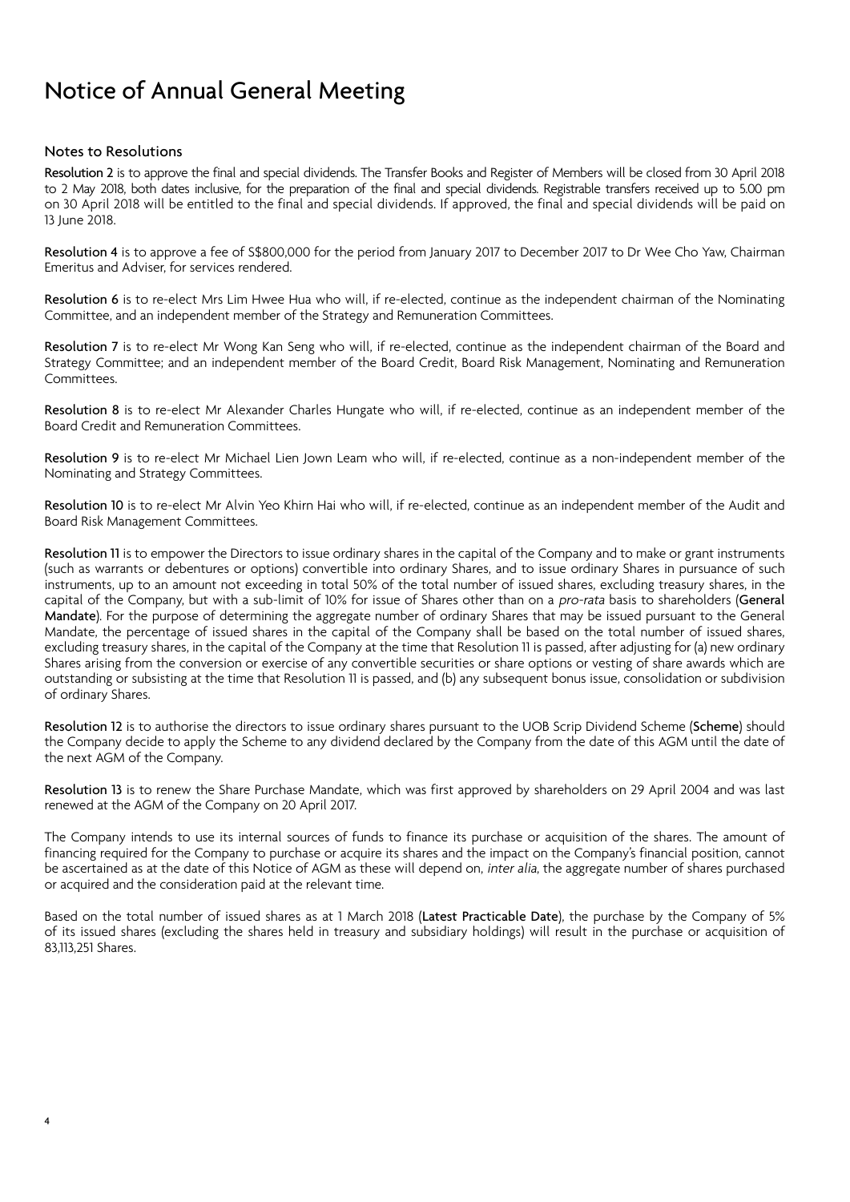# Notice of Annual General Meeting

## Notes to Resolutions

**Resolution 2** is to approve the final and special dividends. The Transfer Books and Register of Members will be closed from 30 April 2018 to 2 May 2018, both dates inclusive, for the preparation of the final and special dividends. Registrable transfers received up to 5.00 pm on 30 April 2018 will be entitled to the final and special dividends. If approved, the final and special dividends will be paid on 13 June 2018.

**Resolution 4** is to approve a fee of S$800,000 for the period from January 2017 to December 2017 to Dr Wee Cho Yaw, Chairman Emeritus and Adviser, for services rendered.

**Resolution 6** is to re-elect Mrs Lim Hwee Hua who will, if re-elected, continue as the independent chairman of the Nominating Committee, and an independent member of the Strategy and Remuneration Committees.

**Resolution 7** is to re-elect Mr Wong Kan Seng who will, if re-elected, continue as the independent chairman of the Board and Strategy Committee; and an independent member of the Board Credit, Board Risk Management, Nominating and Remuneration Committees.

**Resolution 8** is to re-elect Mr Alexander Charles Hungate who will, if re-elected, continue as an independent member of the Board Credit and Remuneration Committees.

**Resolution 9** is to re-elect Mr Michael Lien Jown Leam who will, if re-elected, continue as a non-independent member of the Nominating and Strategy Committees.

**Resolution 10** is to re-elect Mr Alvin Yeo Khirn Hai who will, if re-elected, continue as an independent member of the Audit and Board Risk Management Committees.

**Resolution 11** is to empower the Directors to issue ordinary shares in the capital of the Company and to make or grant instruments (such as warrants or debentures or options) convertible into ordinary Shares, and to issue ordinary Shares in pursuance of such instruments, up to an amount not exceeding in total 50% of the total number of issued shares, excluding treasury shares, in the capital of the Company, but with a sub-limit of 10% for issue of Shares other than on a *pro-rata* basis to shareholders (**General Mandate**). For the purpose of determining the aggregate number of ordinary Shares that may be issued pursuant to the General Mandate, the percentage of issued shares in the capital of the Company shall be based on the total number of issued shares, excluding treasury shares, in the capital of the Company at the time that Resolution 11 is passed, after adjusting for (a) new ordinary Shares arising from the conversion or exercise of any convertible securities or share options or vesting of share awards which are outstanding or subsisting at the time that Resolution 11 is passed, and (b) any subsequent bonus issue, consolidation or subdivision of ordinary Shares.

**Resolution 12** is to authorise the directors to issue ordinary shares pursuant to the UOB Scrip Dividend Scheme (**Scheme**) should the Company decide to apply the Scheme to any dividend declared by the Company from the date of this AGM until the date of the next AGM of the Company.

**Resolution 13** is to renew the Share Purchase Mandate, which was first approved by shareholders on 29 April 2004 and was last renewed at the AGM of the Company on 20 April 2017.

The Company intends to use its internal sources of funds to finance its purchase or acquisition of the shares. The amount of financing required for the Company to purchase or acquire its shares and the impact on the Company's financial position, cannot be ascertained as at the date of this Notice of AGM as these will depend on, *inter alia*, the aggregate number of shares purchased or acquired and the consideration paid at the relevant time.

Based on the total number of issued shares as at 1 March 2018 (**Latest Practicable Date**), the purchase by the Company of 5% of its issued shares (excluding the shares held in treasury and subsidiary holdings) will result in the purchase or acquisition of 83,113,251 Shares.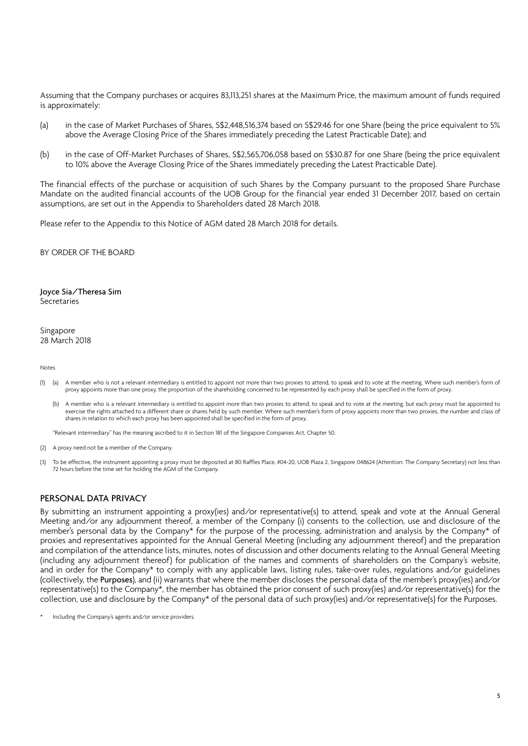Assuming that the Company purchases or acquires 83,113,251 shares at the Maximum Price, the maximum amount of funds required is approximately:

(a) in the case of Market Purchases of Shares, S$2,448,516,374 based on S$29.46 for one Share (being the price equivalent to 5% above the Average Closing Price of the Shares immediately preceding the Latest Practicable Date); and

(b) in the case of Off-Market Purchases of Shares, S$2,565,706,058 based on S$30.87 for one Share (being the price equivalent to 10% above the Average Closing Price of the Shares immediately preceding the Latest Practicable Date).

The financial effects of the purchase or acquisition of such Shares by the Company pursuant to the proposed Share Purchase Mandate on the audited financial accounts of the UOB Group for the financial year ended 31 December 2017, based on certain assumptions, are set out in the Appendix to Shareholders dated 28 March 2018.

Please refer to the Appendix to this Notice of AGM dated 28 March 2018 for details.

BY ORDER OF THE BOARD

**Joyce Sia/Theresa Sim**
Secretaries

Singapore
28 March 2018

Notes

(1) (a) A member who is not a relevant intermediary is entitled to appoint not more than two proxies to attend, to speak and to vote at the meeting. Where such member's form of proxy appoints more than one proxy, the proportion of the shareholding concerned to be represented by each proxy shall be specified in the form of proxy.

(b) A member who is a relevant intermediary is entitled to appoint more than two proxies to attend, to speak and to vote at the meeting, but each proxy must be appointed to exercise the rights attached to a different share or shares held by such member. Where such member's form of proxy appoints more than two proxies, the number and class of shares in relation to which each proxy has been appointed shall be specified in the form of proxy.

"Relevant intermediary" has the meaning ascribed to it in Section 181 of the Singapore Companies Act, Chapter 50.

(2) A proxy need not be a member of the Company.

(3) To be effective, the instrument appointing a proxy must be deposited at 80 Raffles Place, #04-20, UOB Plaza 2, Singapore 048624 (Attention: The Company Secretary) not less than 72 hours before the time set for holding the AGM of the Company.

## PERSONAL DATA PRIVACY

By submitting an instrument appointing a proxy(ies) and/or representative(s) to attend, speak and vote at the Annual General Meeting and/or any adjournment thereof, a member of the Company (i) consents to the collection, use and disclosure of the member's personal data by the Company* for the purpose of the processing, administration and analysis by the Company* of proxies and representatives appointed for the Annual General Meeting (including any adjournment thereof) and the preparation and compilation of the attendance lists, minutes, notes of discussion and other documents relating to the Annual General Meeting (including any adjournment thereof) for publication of the names and comments of shareholders on the Company's website, and in order for the Company* to comply with any applicable laws, listing rules, take-over rules, regulations and/or guidelines (collectively, the **Purposes**), and (ii) warrants that where the member discloses the personal data of the member's proxy(ies) and/or representative(s) to the Company*, the member has obtained the prior consent of such proxy(ies) and/or representative(s) for the collection, use and disclosure by the Company* of the personal data of such proxy(ies) and/or representative(s) for the Purposes.

\* Including the Company's agents and/or service providers.